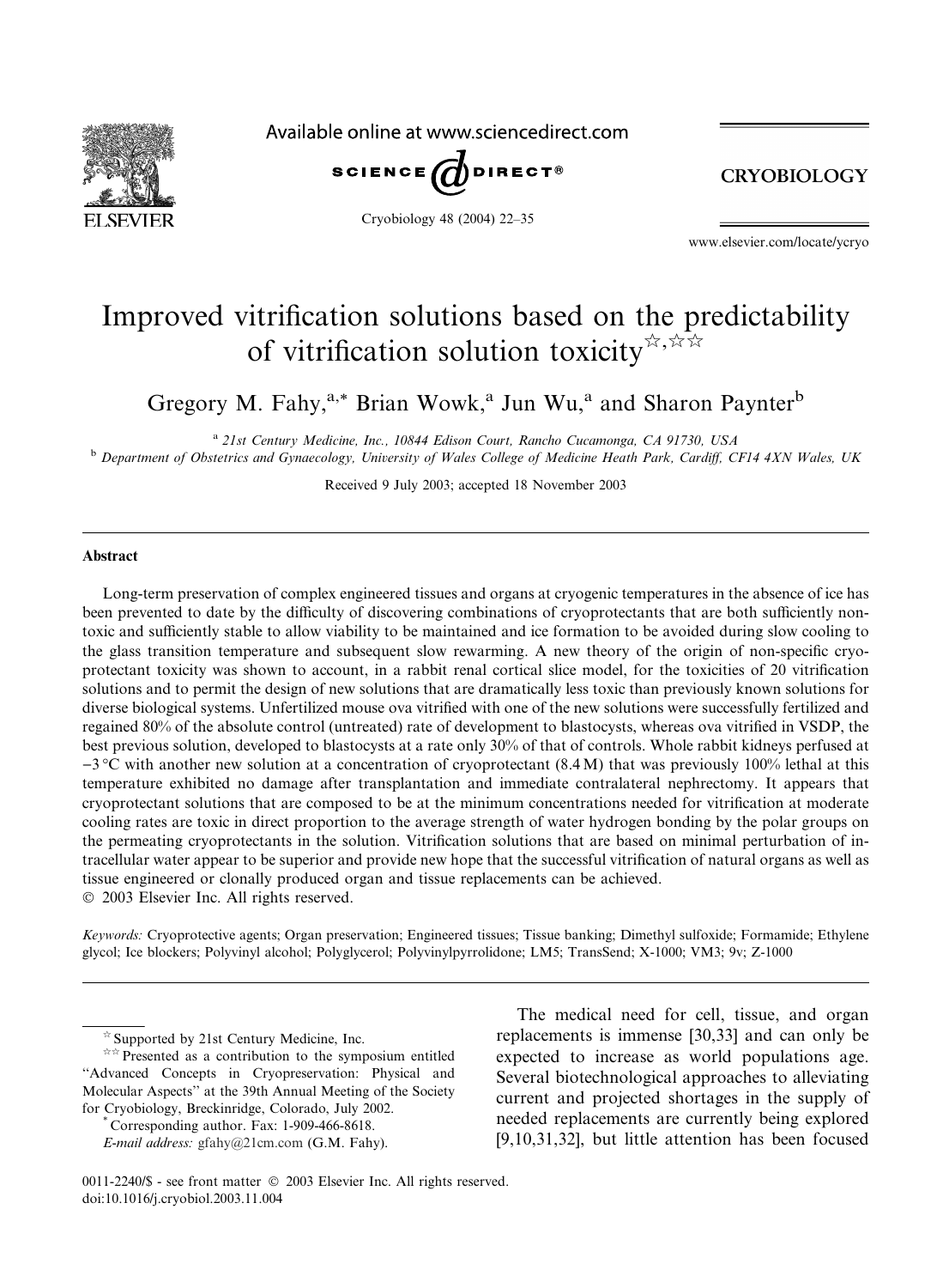# Improved vitrification solutions based on the predictability of vitrification solution toxicity[☆,☆☆]

Gregory M. Fahy,[a,*] Brian Wowk,[a] Jun Wu,[a] and Sharon Paynter[b]

[a] 21st Century Medicine, Inc., 10844 Edison Court, Rancho Cucamonga, CA 91730, USA

[b] Department of Obstetrics and Gynaecology, University of Wales College of Medicine Heath Park, Cardiff, CF14 4XN Wales, UK

Received 9 July 2003; accepted 18 November 2003

## Abstract

Long-term preservation of complex engineered tissues and organs at cryogenic temperatures in the absence of ice has been prevented to date by the difficulty of discovering combinations of cryoprotectants that are both sufficiently non-toxic and sufficiently stable to allow viability to be maintained and ice formation to be avoided during slow cooling to the glass transition temperature and subsequent slow rewarming. A new theory of the origin of non-specific cryoprotectant toxicity was shown to account, in a rabbit renal cortical slice model, for the toxicities of 20 vitrification solutions and to permit the design of new solutions that are dramatically less toxic than previously known solutions for diverse biological systems. Unfertilized mouse ova vitrified with one of the new solutions were successfully fertilized and regained 80% of the absolute control (untreated) rate of development to blastocysts, whereas ova vitrified in VSDP, the best previous solution, developed to blastocysts at a rate only 30% of that of controls. Whole rabbit kidneys perfused at −3 °C with another new solution at a concentration of cryoprotectant (8.4 M) that was previously 100% lethal at this temperature exhibited no damage after transplantation and immediate contralateral nephrectomy. It appears that cryoprotectant solutions that are composed to be at the minimum concentrations needed for vitrification at moderate cooling rates are toxic in direct proportion to the average strength of water hydrogen bonding by the polar groups on the permeating cryoprotectants in the solution. Vitrification solutions that are based on minimal perturbation of intracellular water appear to be superior and provide new hope that the successful vitrification of natural organs as well as tissue engineered or clonally produced organ and tissue replacements can be achieved.

© 2003 Elsevier Inc. All rights reserved.

*Keywords:* Cryoprotective agents; Organ preservation; Engineered tissues; Tissue banking; Dimethyl sulfoxide; Formamide; Ethylene glycol; Ice blockers; Polyvinyl alcohol; Polyglycerol; Polyvinylpyrrolidone; LM5; TransSend; X-1000; VM3; 9v; Z-1000

The medical need for cell, tissue, and organ replacements is immense [30,33] and can only be expected to increase as world populations age. Several biotechnological approaches to alleviating current and projected shortages in the supply of needed replacements are currently being explored [9,10,31,32], but little attention has been focused

---

[☆] Supported by 21st Century Medicine, Inc.

[☆☆] Presented as a contribution to the symposium entitled "Advanced Concepts in Cryopreservation: Physical and Molecular Aspects" at the 39th Annual Meeting of the Society for Cryobiology, Breckinridge, Colorado, July 2002.

[*] Corresponding author. Fax: 1-909-466-8618.

*E-mail address:* gfahy@21cm.com (G.M. Fahy).

0011-2240/$ - see front matter © 2003 Elsevier Inc. All rights reserved.
doi:10.1016/j.cryobiol.2003.11.004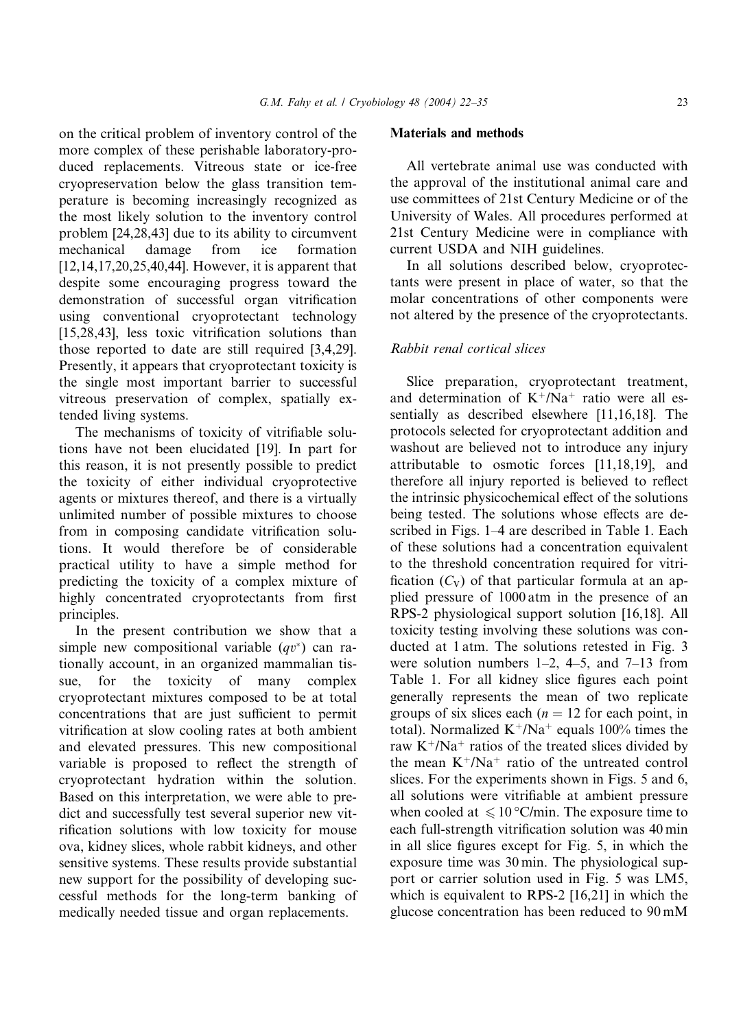on the critical problem of inventory control of the more complex of these perishable laboratory-produced replacements. Vitreous state or ice-free cryopreservation below the glass transition temperature is becoming increasingly recognized as the most likely solution to the inventory control problem [24,28,43] due to its ability to circumvent mechanical damage from ice formation [12,14,17,20,25,40,44]. However, it is apparent that despite some encouraging progress toward the demonstration of successful organ vitrification using conventional cryoprotectant technology [15,28,43], less toxic vitrification solutions than those reported to date are still required [3,4,29]. Presently, it appears that cryoprotectant toxicity is the single most important barrier to successful vitreous preservation of complex, spatially extended living systems.

The mechanisms of toxicity of vitrifiable solutions have not been elucidated [19]. In part for this reason, it is not presently possible to predict the toxicity of either individual cryoprotective agents or mixtures thereof, and there is a virtually unlimited number of possible mixtures to choose from in composing candidate vitrification solutions. It would therefore be of considerable practical utility to have a simple method for predicting the toxicity of a complex mixture of highly concentrated cryoprotectants from first principles.

In the present contribution we show that a simple new compositional variable ($qv^*$) can rationally account, in an organized mammalian tissue, for the toxicity of many complex cryoprotectant mixtures composed to be at total concentrations that are just sufficient to permit vitrification at slow cooling rates at both ambient and elevated pressures. This new compositional variable is proposed to reflect the strength of cryoprotectant hydration within the solution. Based on this interpretation, we were able to predict and successfully test several superior new vitrification solutions with low toxicity for mouse ova, kidney slices, whole rabbit kidneys, and other sensitive systems. These results provide substantial new support for the possibility of developing successful methods for the long-term banking of medically needed tissue and organ replacements.

## Materials and methods

All vertebrate animal use was conducted with the approval of the institutional animal care and use committees of 21st Century Medicine or of the University of Wales. All procedures performed at 21st Century Medicine were in compliance with current USDA and NIH guidelines.

In all solutions described below, cryoprotectants were present in place of water, so that the molar concentrations of other components were not altered by the presence of the cryoprotectants.

### *Rabbit renal cortical slices*

Slice preparation, cryoprotectant treatment, and determination of $K^+/Na^+$ ratio were all essentially as described elsewhere [11,16,18]. The protocols selected for cryoprotectant addition and washout are believed not to introduce any injury attributable to osmotic forces [11,18,19], and therefore all injury reported is believed to reflect the intrinsic physicochemical effect of the solutions being tested. The solutions whose effects are described in Figs. 1–4 are described in Table 1. Each of these solutions had a concentration equivalent to the threshold concentration required for vitrification ($C_V$) of that particular formula at an applied pressure of 1000 atm in the presence of an RPS-2 physiological support solution [16,18]. All toxicity testing involving these solutions was conducted at 1 atm. The solutions retested in Fig. 3 were solution numbers 1–2, 4–5, and 7–13 from Table 1. For all kidney slice figures each point generally represents the mean of two replicate groups of six slices each ($n = 12$ for each point, in total). Normalized $K^+/Na^+$ equals 100% times the raw $K^+/Na^+$ ratios of the treated slices divided by the mean $K^+/Na^+$ ratio of the untreated control slices. For the experiments shown in Figs. 5 and 6, all solutions were vitrifiable at ambient pressure when cooled at $\leqslant 10\,°C/min$. The exposure time to each full-strength vitrification solution was 40 min in all slice figures except for Fig. 5, in which the exposure time was 30 min. The physiological support or carrier solution used in Fig. 5 was LM5, which is equivalent to RPS-2 [16,21] in which the glucose concentration has been reduced to 90 mM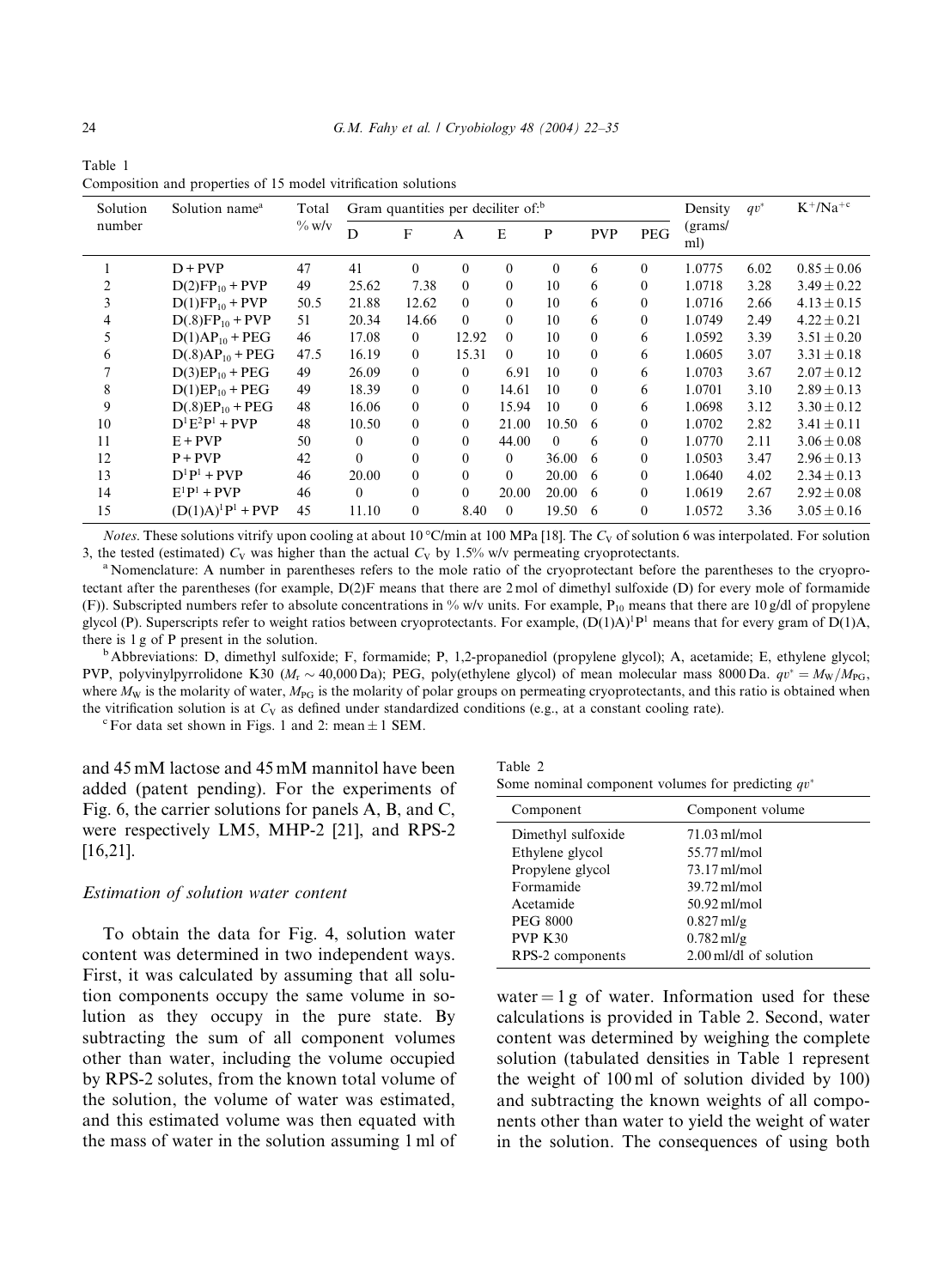Table 1
Composition and properties of 15 model vitrification solutions

| Solution number | Solution name[a] | Total % w/v | Gram quantities per deciliter of:[b] | | | | | | | Density (grams/ml) | $qv^*$ | $K^+/Na^{+c}$ |
|---|---|---|---|---|---|---|---|---|---|---|---|---|
| | | | D | F | A | E | P | PVP | PEG | | | |
| 1 | D + PVP | 47 | 41 | 0 | 0 | 0 | 0 | 6 | 0 | 1.0775 | 6.02 | $0.85 \pm 0.06$ |
| 2 | $D(2)FP_{10}$ + PVP | 49 | 25.62 | 7.38 | 0 | 0 | 10 | 6 | 0 | 1.0718 | 3.28 | $3.49 \pm 0.22$ |
| 3 | $D(1)FP_{10}$ + PVP | 50.5 | 21.88 | 12.62 | 0 | 0 | 10 | 6 | 0 | 1.0716 | 2.66 | $4.13 \pm 0.15$ |
| 4 | $D(.8)FP_{10}$ + PVP | 51 | 20.34 | 14.66 | 0 | 0 | 10 | 6 | 0 | 1.0749 | 2.49 | $4.22 \pm 0.21$ |
| 5 | $D(1)AP_{10}$ + PEG | 46 | 17.08 | 0 | 12.92 | 0 | 10 | 0 | 6 | 1.0592 | 3.39 | $3.51 \pm 0.20$ |
| 6 | $D(.8)AP_{10}$ + PEG | 47.5 | 16.19 | 0 | 15.31 | 0 | 10 | 0 | 6 | 1.0605 | 3.07 | $3.31 \pm 0.18$ |
| 7 | $D(3)EP_{10}$ + PEG | 49 | 26.09 | 0 | 0 | 6.91 | 10 | 0 | 6 | 1.0703 | 3.67 | $2.07 \pm 0.12$ |
| 8 | $D(1)EP_{10}$ + PEG | 49 | 18.39 | 0 | 0 | 14.61 | 10 | 0 | 6 | 1.0701 | 3.10 | $2.89 \pm 0.13$ |
| 9 | $D(.8)EP_{10}$ + PEG | 48 | 16.06 | 0 | 0 | 15.94 | 10 | 0 | 6 | 1.0698 | 3.12 | $3.30 \pm 0.12$ |
| 10 | $D^1E^2P^1$ + PVP | 48 | 10.50 | 0 | 0 | 21.00 | 10.50 | 6 | 0 | 1.0702 | 2.82 | $3.41 \pm 0.11$ |
| 11 | E + PVP | 50 | 0 | 0 | 0 | 44.00 | 0 | 6 | 0 | 1.0770 | 2.11 | $3.06 \pm 0.08$ |
| 12 | P + PVP | 42 | 0 | 0 | 0 | 0 | 36.00 | 6 | 0 | 1.0503 | 3.47 | $2.96 \pm 0.13$ |
| 13 | $D^1P^1$ + PVP | 46 | 20.00 | 0 | 0 | 0 | 20.00 | 6 | 0 | 1.0640 | 4.02 | $2.34 \pm 0.13$ |
| 14 | $E^1P^1$ + PVP | 46 | 0 | 0 | 0 | 20.00 | 20.00 | 6 | 0 | 1.0619 | 2.67 | $2.92 \pm 0.08$ |
| 15 | $(D(1)A)^1P^1$ + PVP | 45 | 11.10 | 0 | 8.40 | 0 | 19.50 | 6 | 0 | 1.0572 | 3.36 | $3.05 \pm 0.16$ |

*Notes.* These solutions vitrify upon cooling at about 10 °C/min at 100 MPa [18]. The $C_V$ of solution 6 was interpolated. For solution 3, the tested (estimated) $C_V$ was higher than the actual $C_V$ by 1.5% w/v permeating cryoprotectants.

[a] Nomenclature: A number in parentheses refers to the mole ratio of the cryoprotectant before the parentheses to the cryoprotectant after the parentheses (for example, D(2)F means that there are 2 mol of dimethyl sulfoxide (D) for every mole of formamide (F)). Subscripted numbers refer to absolute concentrations in % w/v units. For example, $P_{10}$ means that there are 10 g/dl of propylene glycol (P). Superscripts refer to weight ratios between cryoprotectants. For example, $(D(1)A)^1P^1$ means that for every gram of D(1)A, there is 1 g of P present in the solution.

[b] Abbreviations: D, dimethyl sulfoxide; F, formamide; P, 1,2-propanediol (propylene glycol); A, acetamide; E, ethylene glycol; PVP, polyvinylpyrrolidone K30 ($M_r \sim 40{,}000$ Da); PEG, poly(ethylene glycol) of mean molecular mass 8000 Da. $qv^* = M_W/M_{PG}$, where $M_W$ is the molarity of water, $M_{PG}$ is the molarity of polar groups on permeating cryoprotectants, and this ratio is obtained when the vitrification solution is at $C_V$ as defined under standardized conditions (e.g., at a constant cooling rate).

[c] For data set shown in Figs. 1 and 2: mean ± 1 SEM.

and 45 mM lactose and 45 mM mannitol have been added (patent pending). For the experiments of Fig. 6, the carrier solutions for panels A, B, and C, were respectively LM5, MHP-2 [21], and RPS-2 [16,21].

### Estimation of solution water content

To obtain the data for Fig. 4, solution water content was determined in two independent ways. First, it was calculated by assuming that all solution components occupy the same volume in solution as they occupy in the pure state. By subtracting the sum of all component volumes other than water, including the volume occupied by RPS-2 solutes, from the known total volume of the solution, the volume of water was estimated, and this estimated volume was then equated with the mass of water in the solution assuming 1 ml of water = 1 g of water. Information used for these calculations is provided in Table 2. Second, water content was determined by weighing the complete solution (tabulated densities in Table 1 represent the weight of 100 ml of solution divided by 100) and subtracting the known weights of all components other than water to yield the weight of water in the solution. The consequences of using both

Table 2
Some nominal component volumes for predicting $qv^*$

| Component | Component volume |
|---|---|
| Dimethyl sulfoxide | 71.03 ml/mol |
| Ethylene glycol | 55.77 ml/mol |
| Propylene glycol | 73.17 ml/mol |
| Formamide | 39.72 ml/mol |
| Acetamide | 50.92 ml/mol |
| PEG 8000 | 0.827 ml/g |
| PVP K30 | 0.782 ml/g |
| RPS-2 components | 2.00 ml/dl of solution |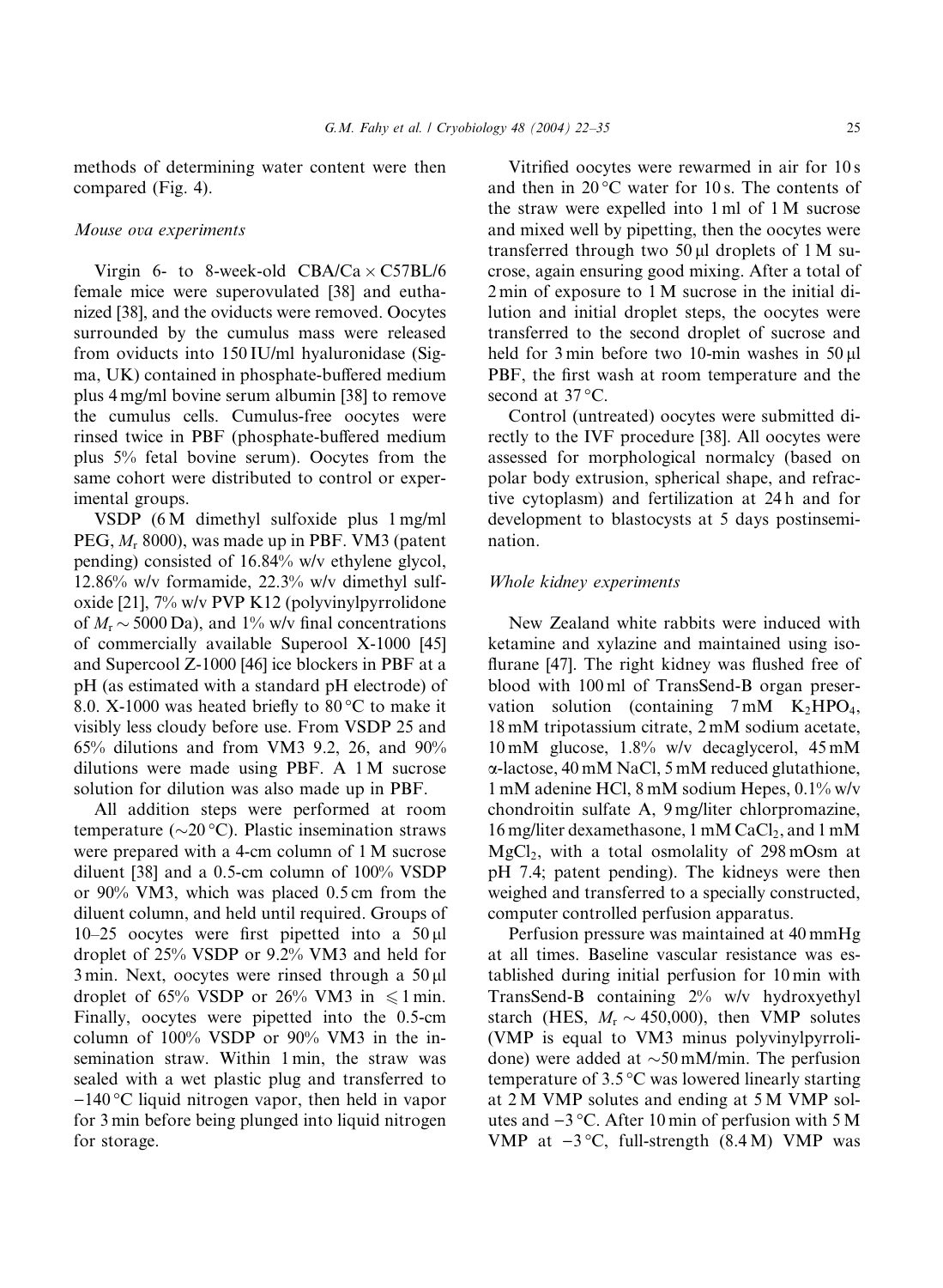methods of determining water content were then compared (Fig. 4).

### *Mouse ova experiments*

Virgin 6- to 8-week-old CBA/Ca × C57BL/6 female mice were superovulated [38] and euthanized [38], and the oviducts were removed. Oocytes surrounded by the cumulus mass were released from oviducts into 150 IU/ml hyaluronidase (Sigma, UK) contained in phosphate-buffered medium plus 4 mg/ml bovine serum albumin [38] to remove the cumulus cells. Cumulus-free oocytes were rinsed twice in PBF (phosphate-buffered medium plus 5% fetal bovine serum). Oocytes from the same cohort were distributed to control or experimental groups.

VSDP (6 M dimethyl sulfoxide plus 1 mg/ml PEG, $M_r$ 8000), was made up in PBF. VM3 (patent pending) consisted of 16.84% w/v ethylene glycol, 12.86% w/v formamide, 22.3% w/v dimethyl sulfoxide [21], 7% w/v PVP K12 (polyvinylpyrrolidone of $M_r \sim 5000$ Da), and 1% w/v final concentrations of commercially available Superool X-1000 [45] and Supercool Z-1000 [46] ice blockers in PBF at a pH (as estimated with a standard pH electrode) of 8.0. X-1000 was heated briefly to 80 °C to make it visibly less cloudy before use. From VSDP 25 and 65% dilutions and from VM3 9.2, 26, and 90% dilutions were made using PBF. A 1 M sucrose solution for dilution was also made up in PBF.

All addition steps were performed at room temperature (~20 °C). Plastic insemination straws were prepared with a 4-cm column of 1 M sucrose diluent [38] and a 0.5-cm column of 100% VSDP or 90% VM3, which was placed 0.5 cm from the diluent column, and held until required. Groups of 10–25 oocytes were first pipetted into a 50 μl droplet of 25% VSDP or 9.2% VM3 and held for 3 min. Next, oocytes were rinsed through a 50 μl droplet of 65% VSDP or 26% VM3 in ⩽ 1 min. Finally, oocytes were pipetted into the 0.5-cm column of 100% VSDP or 90% VM3 in the insemination straw. Within 1 min, the straw was sealed with a wet plastic plug and transferred to −140 °C liquid nitrogen vapor, then held in vapor for 3 min before being plunged into liquid nitrogen for storage.

Vitrified oocytes were rewarmed in air for 10 s and then in 20 °C water for 10 s. The contents of the straw were expelled into 1 ml of 1 M sucrose and mixed well by pipetting, then the oocytes were transferred through two 50 μl droplets of 1 M sucrose, again ensuring good mixing. After a total of 2 min of exposure to 1 M sucrose in the initial dilution and initial droplet steps, the oocytes were transferred to the second droplet of sucrose and held for 3 min before two 10-min washes in 50 μl PBF, the first wash at room temperature and the second at 37 °C.

Control (untreated) oocytes were submitted directly to the IVF procedure [38]. All oocytes were assessed for morphological normalcy (based on polar body extrusion, spherical shape, and refractive cytoplasm) and fertilization at 24 h and for development to blastocysts at 5 days postinsemination.

### *Whole kidney experiments*

New Zealand white rabbits were induced with ketamine and xylazine and maintained using isoflurane [47]. The right kidney was flushed free of blood with 100 ml of TransSend-B organ preservation solution (containing 7 mM $K_2HPO_4$, 18 mM tripotassium citrate, 2 mM sodium acetate, 10 mM glucose, 1.8% w/v decaglycerol, 45 mM α-lactose, 40 mM NaCl, 5 mM reduced glutathione, 1 mM adenine HCl, 8 mM sodium Hepes, 0.1% w/v chondroitin sulfate A, 9 mg/liter chlorpromazine, 16 mg/liter dexamethasone, 1 mM $CaCl_2$, and 1 mM $MgCl_2$, with a total osmolality of 298 mOsm at pH 7.4; patent pending). The kidneys were then weighed and transferred to a specially constructed, computer controlled perfusion apparatus.

Perfusion pressure was maintained at 40 mmHg at all times. Baseline vascular resistance was established during initial perfusion for 10 min with TransSend-B containing 2% w/v hydroxyethyl starch (HES, $M_r \sim 450{,}000$), then VMP solutes (VMP is equal to VM3 minus polyvinylpyrrolidone) were added at ~50 mM/min. The perfusion temperature of 3.5 °C was lowered linearly starting at 2 M VMP solutes and ending at 5 M VMP solutes and −3 °C. After 10 min of perfusion with 5 M VMP at −3 °C, full-strength (8.4 M) VMP was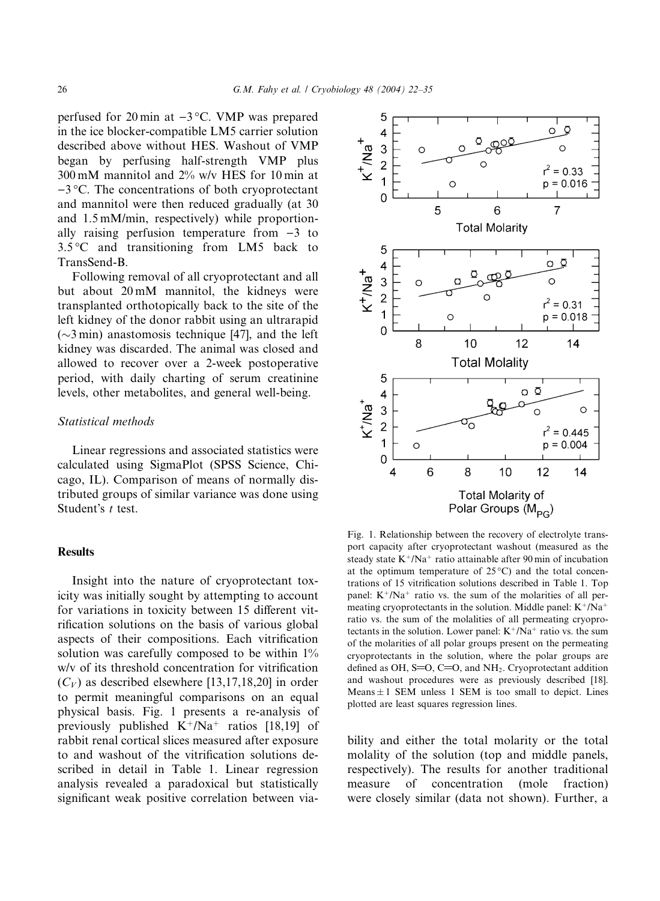perfused for 20 min at −3 °C. VMP was prepared in the ice blocker-compatible LM5 carrier solution described above without HES. Washout of VMP began by perfusing half-strength VMP plus 300 mM mannitol and 2% w/v HES for 10 min at −3 °C. The concentrations of both cryoprotectant and mannitol were then reduced gradually (at 30 and 1.5 mM/min, respectively) while proportionally raising perfusion temperature from −3 to 3.5 °C and transitioning from LM5 back to TransSend-B.

Following removal of all cryoprotectant and all but about 20 mM mannitol, the kidneys were transplanted orthotopically back to the site of the left kidney of the donor rabbit using an ultrarapid (∼3 min) anastomosis technique [47], and the left kidney was discarded. The animal was closed and allowed to recover over a 2-week postoperative period, with daily charting of serum creatinine levels, other metabolites, and general well-being.

*Statistical methods*

Linear regressions and associated statistics were calculated using SigmaPlot (SPSS Science, Chicago, IL). Comparison of means of normally distributed groups of similar variance was done using Student's *t* test.

## Results

Insight into the nature of cryoprotectant toxicity was initially sought by attempting to account for variations in toxicity between 15 different vitrification solutions on the basis of various global aspects of their compositions. Each vitrification solution was carefully composed to be within 1% w/v of its threshold concentration for vitrification ($C_V$) as described elsewhere [13,17,18,20] in order to permit meaningful comparisons on an equal physical basis. Fig. 1 presents a re-analysis of previously published $K^+/Na^+$ ratios [18,19] of rabbit renal cortical slices measured after exposure to and washout of the vitrification solutions described in detail in Table 1. Linear regression analysis revealed a paradoxical but statistically significant weak positive correlation between viability and either the total molarity or the total molality of the solution (top and middle panels, respectively). The results for another traditional measure of concentration (mole fraction) were closely similar (data not shown). Further, a

Fig. 1. Relationship between the recovery of electrolyte transport capacity after cryoprotectant washout (measured as the steady state $K^+/Na^+$ ratio attainable after 90 min of incubation at the optimum temperature of 25 °C) and the total concentrations of 15 vitrification solutions described in Table 1. Top panel: $K^+/Na^+$ ratio vs. the sum of the molarities of all permeating cryoprotectants in the solution. Middle panel: $K^+/Na^+$ ratio vs. the sum of the molalities of all permeating cryoprotectants in the solution. Lower panel: $K^+/Na^+$ ratio vs. the sum of the molarities of all polar groups present on the permeating cryoprotectants in the solution, where the polar groups are defined as OH, S=O, C=O, and $NH_2$. Cryoprotectant addition and washout procedures were as previously described [18]. Means ± 1 SEM unless 1 SEM is too small to depict. Lines plotted are least squares regression lines.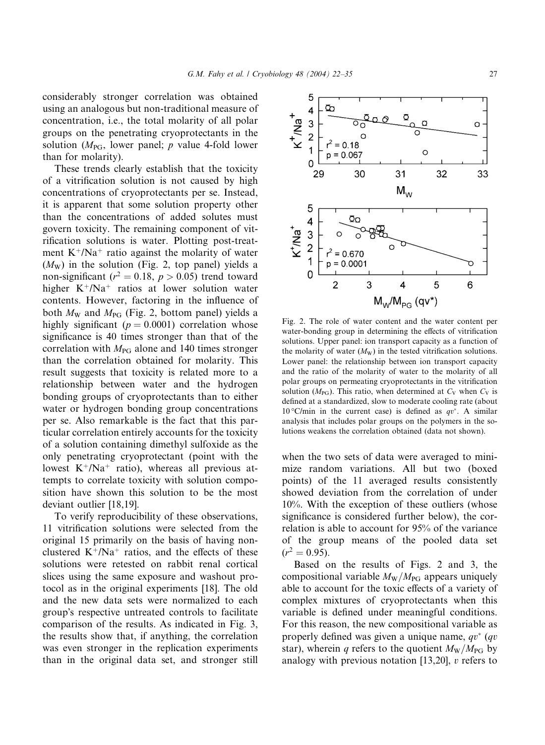considerably stronger correlation was obtained using an analogous but non-traditional measure of concentration, i.e., the total molarity of all polar groups on the penetrating cryoprotectants in the solution ($M_{PG}$, lower panel; $p$ value 4-fold lower than for molarity).

These trends clearly establish that the toxicity of a vitrification solution is not caused by high concentrations of cryoprotectants per se. Instead, it is apparent that some solution property other than the concentrations of added solutes must govern toxicity. The remaining component of vitrification solutions is water. Plotting post-treatment $K^+/Na^+$ ratio against the molarity of water ($M_W$) in the solution (Fig. 2, top panel) yields a non-significant ($r^2 = 0.18$, $p > 0.05$) trend toward higher $K^+/Na^+$ ratios at lower solution water contents. However, factoring in the influence of both $M_W$ and $M_{PG}$ (Fig. 2, bottom panel) yields a highly significant ($p = 0.0001$) correlation whose significance is 40 times stronger than that of the correlation with $M_{PG}$ alone and 140 times stronger than the correlation obtained for molarity. This result suggests that toxicity is related more to a relationship between water and the hydrogen bonding groups of cryoprotectants than to either water or hydrogen bonding group concentrations per se. Also remarkable is the fact that this particular correlation entirely accounts for the toxicity of a solution containing dimethyl sulfoxide as the only penetrating cryoprotectant (point with the lowest $K^+/Na^+$ ratio), whereas all previous attempts to correlate toxicity with solution composition have shown this solution to be the most deviant outlier [18,19].

To verify reproducibility of these observations, 11 vitrification solutions were selected from the original 15 primarily on the basis of having non-clustered $K^+/Na^+$ ratios, and the effects of these solutions were retested on rabbit renal cortical slices using the same exposure and washout protocol as in the original experiments [18]. The old and the new data sets were normalized to each group's respective untreated controls to facilitate comparison of the results. As indicated in Fig. 3, the results show that, if anything, the correlation was even stronger in the replication experiments than in the original data set, and stronger still when the two sets of data were averaged to minimize random variations. All but two (boxed points) of the 11 averaged results consistently showed deviation from the correlation of under 10%. With the exception of these outliers (whose significance is considered further below), the correlation is able to account for 95% of the variance of the group means of the pooled data set ($r^2 = 0.95$).

Fig. 2. The role of water content and the water content per water-bonding group in determining the effects of vitrification solutions. Upper panel: ion transport capacity as a function of the molarity of water ($M_W$) in the tested vitrification solutions. Lower panel: the relationship between ion transport capacity and the ratio of the molarity of water to the molarity of all polar groups on permeating cryoprotectants in the vitrification solution ($M_{PG}$). This ratio, when determined at $C_V$ when $C_V$ is defined at a standardized, slow to moderate cooling rate (about 10 °C/min in the current case) is defined as $qv^*$. A similar analysis that includes polar groups on the polymers in the solutions weakens the correlation obtained (data not shown).

Based on the results of Figs. 2 and 3, the compositional variable $M_W/M_{PG}$ appears uniquely able to account for the toxic effects of a variety of complex mixtures of cryoprotectants when this variable is defined under meaningful conditions. For this reason, the new compositional variable as properly defined was given a unique name, $qv^*$ ($qv$ star), wherein $q$ refers to the quotient $M_W/M_{PG}$ by analogy with previous notation [13,20], $v$ refers to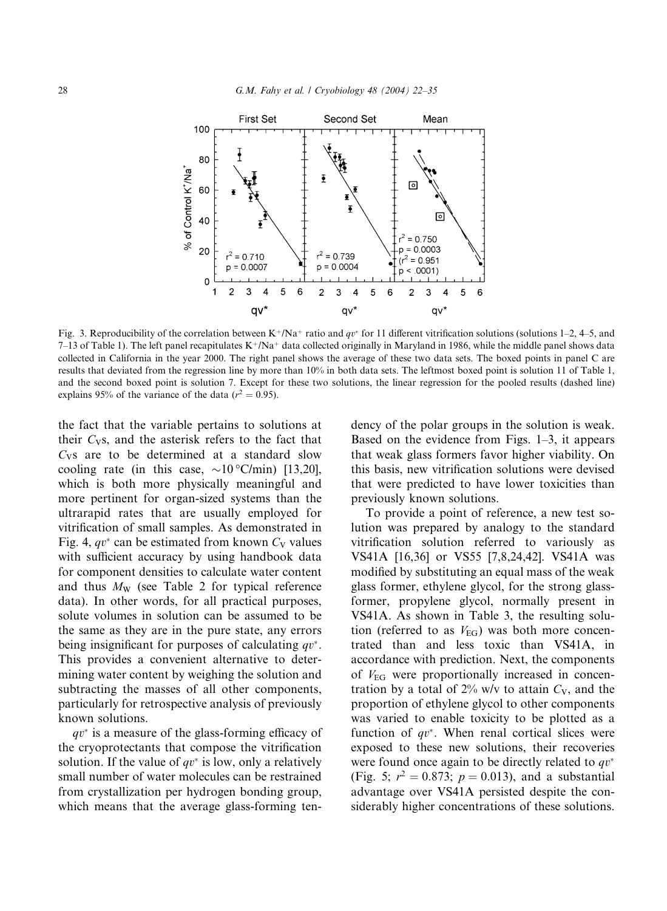Fig. 3. Reproducibility of the correlation between $K^+/Na^+$ ratio and $qv^*$ for 11 different vitrification solutions (solutions 1–2, 4–5, and 7–13 of Table 1). The left panel recapitulates $K^+/Na^+$ data collected originally in Maryland in 1986, while the middle panel shows data collected in California in the year 2000. The right panel shows the average of these two data sets. The boxed points in panel C are results that deviated from the regression line by more than 10% in both data sets. The leftmost boxed point is solution 11 of Table 1, and the second boxed point is solution 7. Except for these two solutions, the linear regression for the pooled results (dashed line) explains 95% of the variance of the data ($r^2 = 0.95$).

the fact that the variable pertains to solutions at their $C_V$s, and the asterisk refers to the fact that $C_V$s are to be determined at a standard slow cooling rate (in this case, ~10 °C/min) [13,20], which is both more physically meaningful and more pertinent for organ-sized systems than the ultrarapid rates that are usually employed for vitrification of small samples. As demonstrated in Fig. 4, $qv^*$ can be estimated from known $C_V$ values with sufficient accuracy by using handbook data for component densities to calculate water content and thus $M_W$ (see Table 2 for typical reference data). In other words, for all practical purposes, solute volumes in solution can be assumed to be the same as they are in the pure state, any errors being insignificant for purposes of calculating $qv^*$. This provides a convenient alternative to determining water content by weighing the solution and subtracting the masses of all other components, particularly for retrospective analysis of previously known solutions.

$qv^*$ is a measure of the glass-forming efficacy of the cryoprotectants that compose the vitrification solution. If the value of $qv^*$ is low, only a relatively small number of water molecules can be restrained from crystallization per hydrogen bonding group, which means that the average glass-forming tendency of the polar groups in the solution is weak. Based on the evidence from Figs. 1–3, it appears that weak glass formers favor higher viability. On this basis, new vitrification solutions were devised that were predicted to have lower toxicities than previously known solutions.

To provide a point of reference, a new test solution was prepared by analogy to the standard vitrification solution referred to variously as VS41A [16,36] or VS55 [7,8,24,42]. VS41A was modified by substituting an equal mass of the weak glass former, ethylene glycol, for the strong glass-former, propylene glycol, normally present in VS41A. As shown in Table 3, the resulting solution (referred to as $V_{EG}$) was both more concentrated than and less toxic than VS41A, in accordance with prediction. Next, the components of $V_{EG}$ were proportionally increased in concentration by a total of 2% w/v to attain $C_V$, and the proportion of ethylene glycol to other components was varied to enable toxicity to be plotted as a function of $qv^*$. When renal cortical slices were exposed to these new solutions, their recoveries were found once again to be directly related to $qv^*$ (Fig. 5; $r^2 = 0.873$; $p = 0.013$), and a substantial advantage over VS41A persisted despite the considerably higher concentrations of these solutions.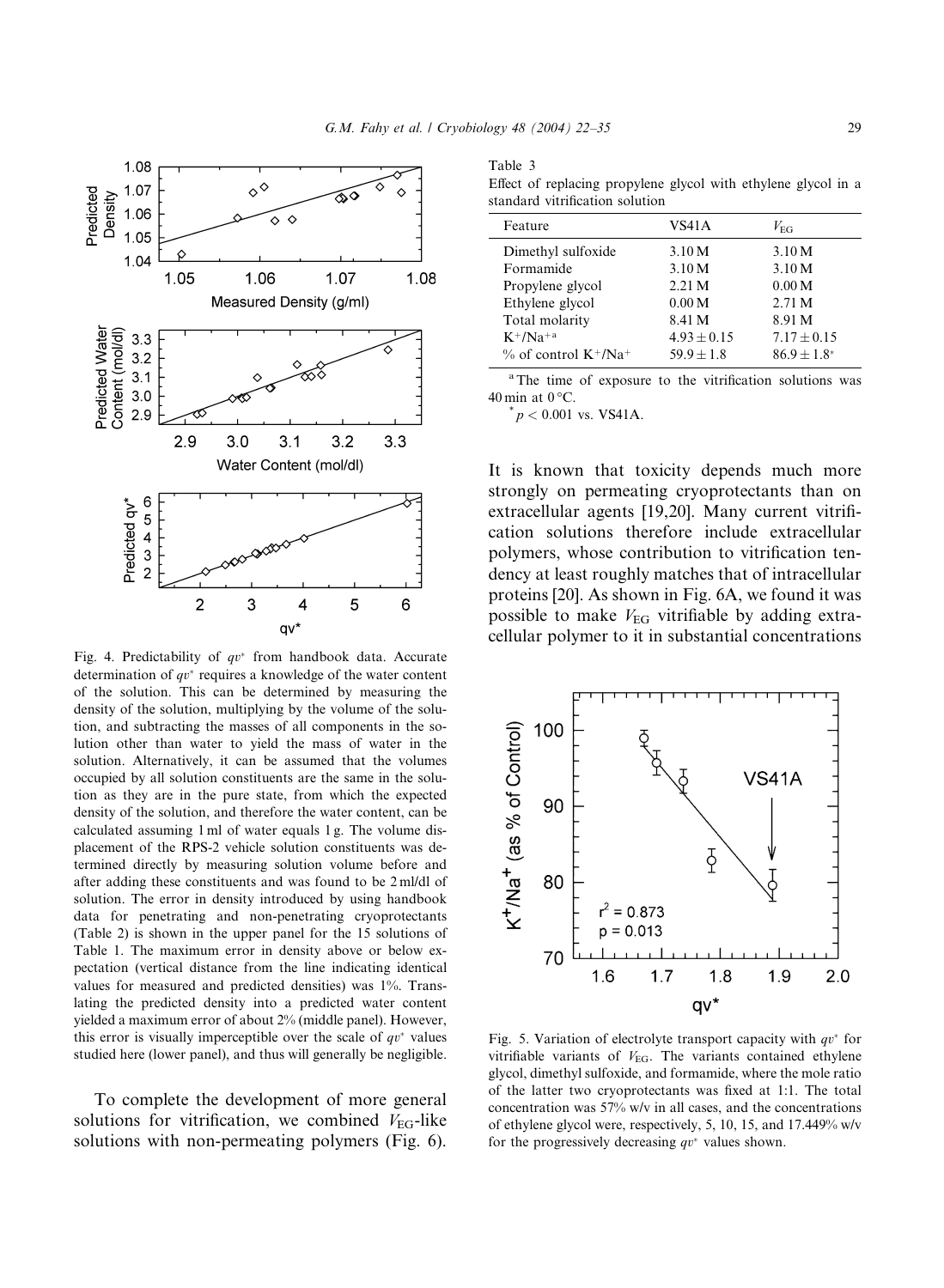Fig. 4. Predictability of $qv^*$ from handbook data. Accurate determination of $qv^*$ requires a knowledge of the water content of the solution. This can be determined by measuring the density of the solution, multiplying by the volume of the solution, and subtracting the masses of all components in the solution other than water to yield the mass of water in the solution. Alternatively, it can be assumed that the volumes occupied by all solution constituents are the same in the solution as they are in the pure state, from which the expected density of the solution, and therefore the water content, can be calculated assuming 1 ml of water equals 1 g. The volume displacement of the RPS-2 vehicle solution constituents was determined directly by measuring solution volume before and after adding these constituents and was found to be 2 ml/dl of solution. The error in density introduced by using handbook data for penetrating and non-penetrating cryoprotectants (Table 2) is shown in the upper panel for the 15 solutions of Table 1. The maximum error in density above or below expectation (vertical distance from the line indicating identical values for measured and predicted densities) was 1%. Translating the predicted density into a predicted water content yielded a maximum error of about 2% (middle panel). However, this error is visually imperceptible over the scale of $qv^*$ values studied here (lower panel), and thus will generally be negligible.

To complete the development of more general solutions for vitrification, we combined $V_{EG}$-like solutions with non-permeating polymers (Fig. 6).

Table 3
Effect of replacing propylene glycol with ethylene glycol in a standard vitrification solution

| Feature | VS41A | $V_{EG}$ |
|---|---|---|
| Dimethyl sulfoxide | 3.10 M | 3.10 M |
| Formamide | 3.10 M | 3.10 M |
| Propylene glycol | 2.21 M | 0.00 M |
| Ethylene glycol | 0.00 M | 2.71 M |
| Total molarity | 8.41 M | 8.91 M |
| $K^+/Na^+$ [a] | $4.93 \pm 0.15$ | $7.17 \pm 0.15$ |
| % of control $K^+/Na^+$ | $59.9 \pm 1.8$ | $86.9 \pm 1.8^*$ |

[a] The time of exposure to the vitrification solutions was 40 min at 0 °C.
$^* p < 0.001$ vs. VS41A.

It is known that toxicity depends much more strongly on permeating cryoprotectants than on extracellular agents [19,20]. Many current vitrification solutions therefore include extracellular polymers, whose contribution to vitrification tendency at least roughly matches that of intracellular proteins [20]. As shown in Fig. 6A, we found it was possible to make $V_{EG}$ vitrifiable by adding extracellular polymer to it in substantial concentrations

Fig. 5. Variation of electrolyte transport capacity with $qv^*$ for vitrifiable variants of $V_{EG}$. The variants contained ethylene glycol, dimethyl sulfoxide, and formamide, where the mole ratio of the latter two cryoprotectants was fixed at 1:1. The total concentration was 57% w/v in all cases, and the concentrations of ethylene glycol were, respectively, 5, 10, 15, and 17.449% w/v for the progressively decreasing $qv^*$ values shown.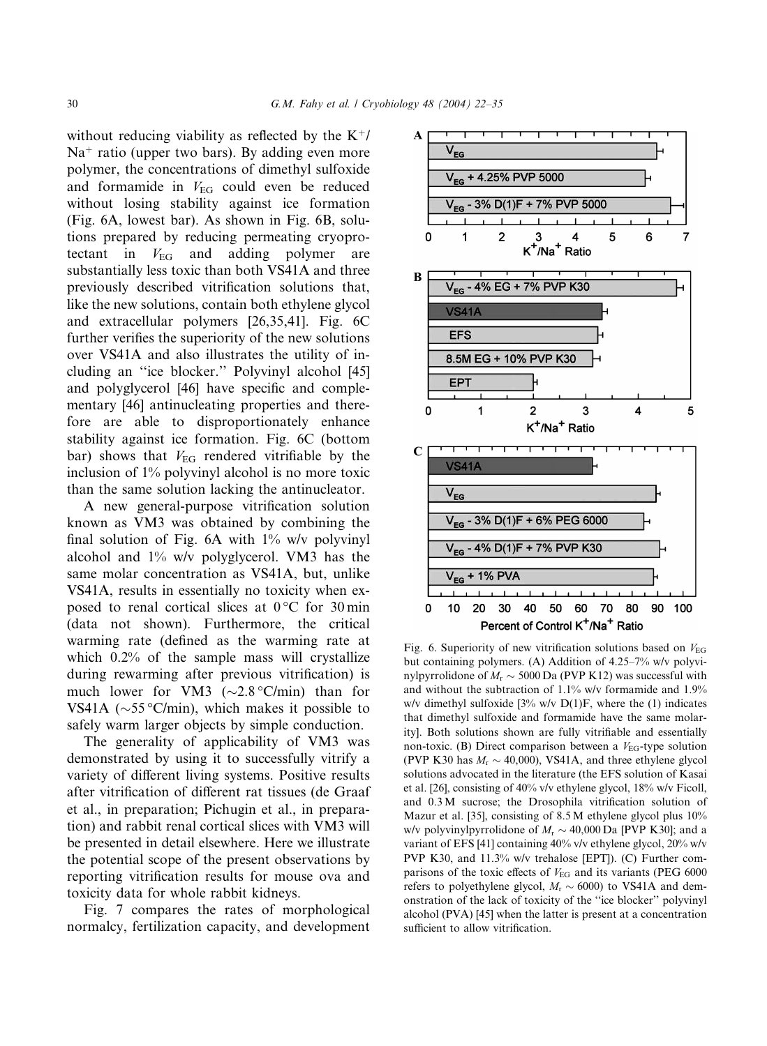without reducing viability as reflected by the $K^+/Na^+$ ratio (upper two bars). By adding even more polymer, the concentrations of dimethyl sulfoxide and formamide in $V_{EG}$ could even be reduced without losing stability against ice formation (Fig. 6A, lowest bar). As shown in Fig. 6B, solutions prepared by reducing permeating cryoprotectant in $V_{EG}$ and adding polymer are substantially less toxic than both VS41A and three previously described vitrification solutions that, like the new solutions, contain both ethylene glycol and extracellular polymers [26,35,41]. Fig. 6C further verifies the superiority of the new solutions over VS41A and also illustrates the utility of including an "ice blocker." Polyvinyl alcohol [45] and polyglycerol [46] have specific and complementary [46] antinucleating properties and therefore are able to disproportionately enhance stability against ice formation. Fig. 6C (bottom bar) shows that $V_{EG}$ rendered vitrifiable by the inclusion of 1% polyvinyl alcohol is no more toxic than the same solution lacking the antinucleator.

A new general-purpose vitrification solution known as VM3 was obtained by combining the final solution of Fig. 6A with 1% w/v polyvinyl alcohol and 1% w/v polyglycerol. VM3 has the same molar concentration as VS41A, but, unlike VS41A, results in essentially no toxicity when exposed to renal cortical slices at 0 °C for 30 min (data not shown). Furthermore, the critical warming rate (defined as the warming rate at which 0.2% of the sample mass will crystallize during rewarming after previous vitrification) is much lower for VM3 (~2.8 °C/min) than for VS41A (~55 °C/min), which makes it possible to safely warm larger objects by simple conduction.

The generality of applicability of VM3 was demonstrated by using it to successfully vitrify a variety of different living systems. Positive results after vitrification of different rat tissues (de Graaf et al., in preparation; Pichugin et al., in preparation) and rabbit renal cortical slices with VM3 will be presented in detail elsewhere. Here we illustrate the potential scope of the present observations by reporting vitrification results for mouse ova and toxicity data for whole rabbit kidneys.

Fig. 7 compares the rates of morphological normalcy, fertilization capacity, and development

Fig. 6. Superiority of new vitrification solutions based on $V_{EG}$ but containing polymers. (A) Addition of 4.25–7% w/v polyvinylpyrrolidone of $M_r \sim 5000$ Da (PVP K12) was successful with and without the subtraction of 1.1% w/v formamide and 1.9% w/v dimethyl sulfoxide [3% w/v D(1)F, where the (1) indicates that dimethyl sulfoxide and formamide have the same molarity]. Both solutions shown are fully vitrifiable and essentially non-toxic. (B) Direct comparison between a $V_{EG}$-type solution (PVP K30 has $M_r \sim 40{,}000$), VS41A, and three ethylene glycol solutions advocated in the literature (the EFS solution of Kasai et al. [26], consisting of 40% v/v ethylene glycol, 18% w/v Ficoll, and 0.3 M sucrose; the Drosophila vitrification solution of Mazur et al. [35], consisting of 8.5 M ethylene glycol plus 10% w/v polyvinylpyrrolidone of $M_r \sim 40{,}000$ Da [PVP K30]; and a variant of EFS [41] containing 40% v/v ethylene glycol, 20% w/v PVP K30, and 11.3% w/v trehalose [EPT]). (C) Further comparisons of the toxic effects of $V_{EG}$ and its variants (PEG 6000 refers to polyethylene glycol, $M_r \sim 6000$) to VS41A and demonstration of the lack of toxicity of the "ice blocker" polyvinyl alcohol (PVA) [45] when the latter is present at a concentration sufficient to allow vitrification.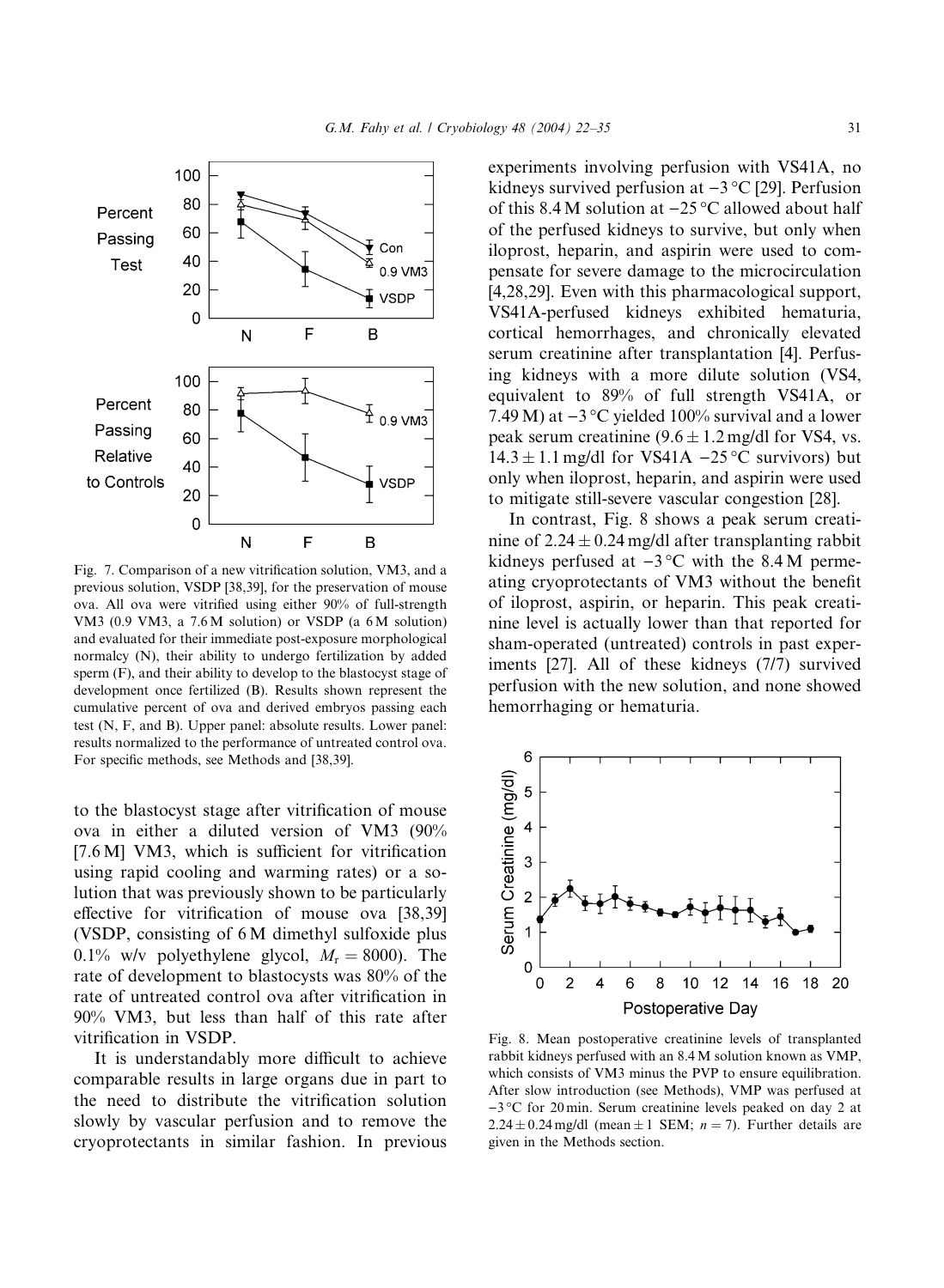Fig. 7. Comparison of a new vitrification solution, VM3, and a previous solution, VSDP [38,39], for the preservation of mouse ova. All ova were vitrified using either 90% of full-strength VM3 (0.9 VM3, a 7.6 M solution) or VSDP (a 6 M solution) and evaluated for their immediate post-exposure morphological normalcy (N), their ability to undergo fertilization by added sperm (F), and their ability to develop to the blastocyst stage of development once fertilized (B). Results shown represent the cumulative percent of ova and derived embryos passing each test (N, F, and B). Upper panel: absolute results. Lower panel: results normalized to the performance of untreated control ova. For specific methods, see Methods and [38,39].

to the blastocyst stage after vitrification of mouse ova in either a diluted version of VM3 (90% [7.6 M] VM3, which is sufficient for vitrification using rapid cooling and warming rates) or a solution that was previously shown to be particularly effective for vitrification of mouse ova [38,39] (VSDP, consisting of 6 M dimethyl sulfoxide plus 0.1% w/v polyethylene glycol, $M_r = 8000$). The rate of development to blastocysts was 80% of the rate of untreated control ova after vitrification in 90% VM3, but less than half of this rate after vitrification in VSDP.

It is understandably more difficult to achieve comparable results in large organs due in part to the need to distribute the vitrification solution slowly by vascular perfusion and to remove the cryoprotectants in similar fashion. In previous experiments involving perfusion with VS41A, no kidneys survived perfusion at −3 °C [29]. Perfusion of this 8.4 M solution at −25 °C allowed about half of the perfused kidneys to survive, but only when iloprost, heparin, and aspirin were used to compensate for severe damage to the microcirculation [4,28,29]. Even with this pharmacological support, VS41A-perfused kidneys exhibited hematuria, cortical hemorrhages, and chronically elevated serum creatinine after transplantation [4]. Perfusing kidneys with a more dilute solution (VS4, equivalent to 89% of full strength VS41A, or 7.49 M) at −3 °C yielded 100% survival and a lower peak serum creatinine ($9.6 \pm 1.2$ mg/dl for VS4, vs. $14.3 \pm 1.1$ mg/dl for VS41A −25 °C survivors) but only when iloprost, heparin, and aspirin were used to mitigate still-severe vascular congestion [28].

In contrast, Fig. 8 shows a peak serum creatinine of $2.24 \pm 0.24$ mg/dl after transplanting rabbit kidneys perfused at −3 °C with the 8.4 M permeating cryoprotectants of VM3 without the benefit of iloprost, aspirin, or heparin. This peak creatinine level is actually lower than that reported for sham-operated (untreated) controls in past experiments [27]. All of these kidneys (7/7) survived perfusion with the new solution, and none showed hemorrhaging or hematuria.

Fig. 8. Mean postoperative creatinine levels of transplanted rabbit kidneys perfused with an 8.4 M solution known as VMP, which consists of VM3 minus the PVP to ensure equilibration. After slow introduction (see Methods), VMP was perfused at −3 °C for 20 min. Serum creatinine levels peaked on day 2 at $2.24 \pm 0.24$ mg/dl (mean ± 1 SEM; $n = 7$). Further details are given in the Methods section.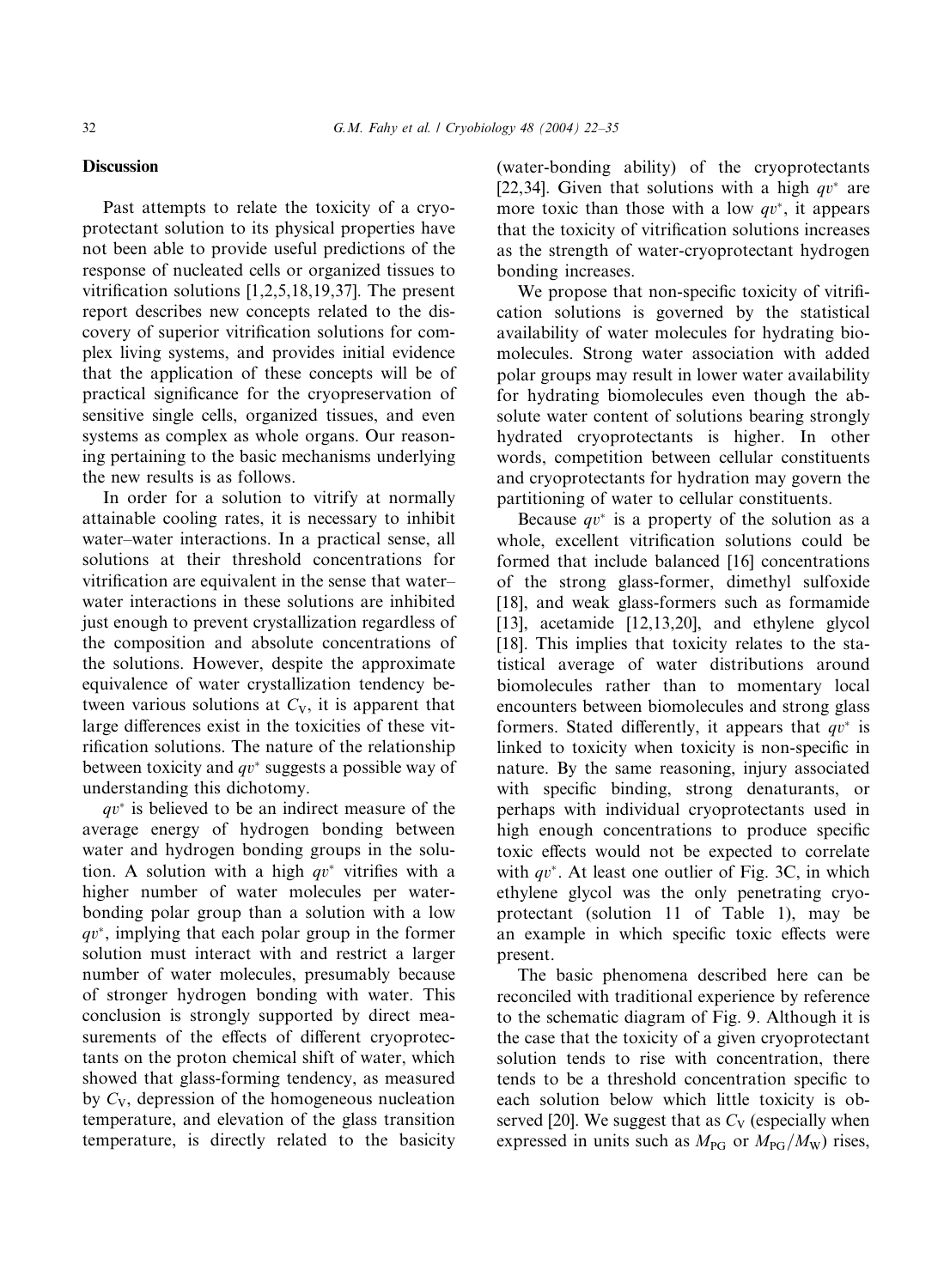## Discussion

Past attempts to relate the toxicity of a cryoprotectant solution to its physical properties have not been able to provide useful predictions of the response of nucleated cells or organized tissues to vitrification solutions [1,2,5,18,19,37]. The present report describes new concepts related to the discovery of superior vitrification solutions for complex living systems, and provides initial evidence that the application of these concepts will be of practical significance for the cryopreservation of sensitive single cells, organized tissues, and even systems as complex as whole organs. Our reasoning pertaining to the basic mechanisms underlying the new results is as follows.

In order for a solution to vitrify at normally attainable cooling rates, it is necessary to inhibit water–water interactions. In a practical sense, all solutions at their threshold concentrations for vitrification are equivalent in the sense that water–water interactions in these solutions are inhibited just enough to prevent crystallization regardless of the composition and absolute concentrations of the solutions. However, despite the approximate equivalence of water crystallization tendency between various solutions at $C_V$, it is apparent that large differences exist in the toxicities of these vitrification solutions. The nature of the relationship between toxicity and $qv^*$ suggests a possible way of understanding this dichotomy.

$qv^*$ is believed to be an indirect measure of the average energy of hydrogen bonding between water and hydrogen bonding groups in the solution. A solution with a high $qv^*$ vitrifies with a higher number of water molecules per water-bonding polar group than a solution with a low $qv^*$, implying that each polar group in the former solution must interact with and restrict a larger number of water molecules, presumably because of stronger hydrogen bonding with water. This conclusion is strongly supported by direct measurements of the effects of different cryoprotectants on the proton chemical shift of water, which showed that glass-forming tendency, as measured by $C_V$, depression of the homogeneous nucleation temperature, and elevation of the glass transition temperature, is directly related to the basicity (water-bonding ability) of the cryoprotectants [22,34]. Given that solutions with a high $qv^*$ are more toxic than those with a low $qv^*$, it appears that the toxicity of vitrification solutions increases as the strength of water-cryoprotectant hydrogen bonding increases.

We propose that non-specific toxicity of vitrification solutions is governed by the statistical availability of water molecules for hydrating biomolecules. Strong water association with added polar groups may result in lower water availability for hydrating biomolecules even though the absolute water content of solutions bearing strongly hydrated cryoprotectants is higher. In other words, competition between cellular constituents and cryoprotectants for hydration may govern the partitioning of water to cellular constituents.

Because $qv^*$ is a property of the solution as a whole, excellent vitrification solutions could be formed that include balanced [16] concentrations of the strong glass-former, dimethyl sulfoxide [18], and weak glass-formers such as formamide [13], acetamide [12,13,20], and ethylene glycol [18]. This implies that toxicity relates to the statistical average of water distributions around biomolecules rather than to momentary local encounters between biomolecules and strong glass formers. Stated differently, it appears that $qv^*$ is linked to toxicity when toxicity is non-specific in nature. By the same reasoning, injury associated with specific binding, strong denaturants, or perhaps with individual cryoprotectants used in high enough concentrations to produce specific toxic effects would not be expected to correlate with $qv^*$. At least one outlier of Fig. 3C, in which ethylene glycol was the only penetrating cryoprotectant (solution 11 of Table 1), may be an example in which specific toxic effects were present.

The basic phenomena described here can be reconciled with traditional experience by reference to the schematic diagram of Fig. 9. Although it is the case that the toxicity of a given cryoprotectant solution tends to rise with concentration, there tends to be a threshold concentration specific to each solution below which little toxicity is observed [20]. We suggest that as $C_V$ (especially when expressed in units such as $M_{PG}$ or $M_{PG}/M_W$) rises,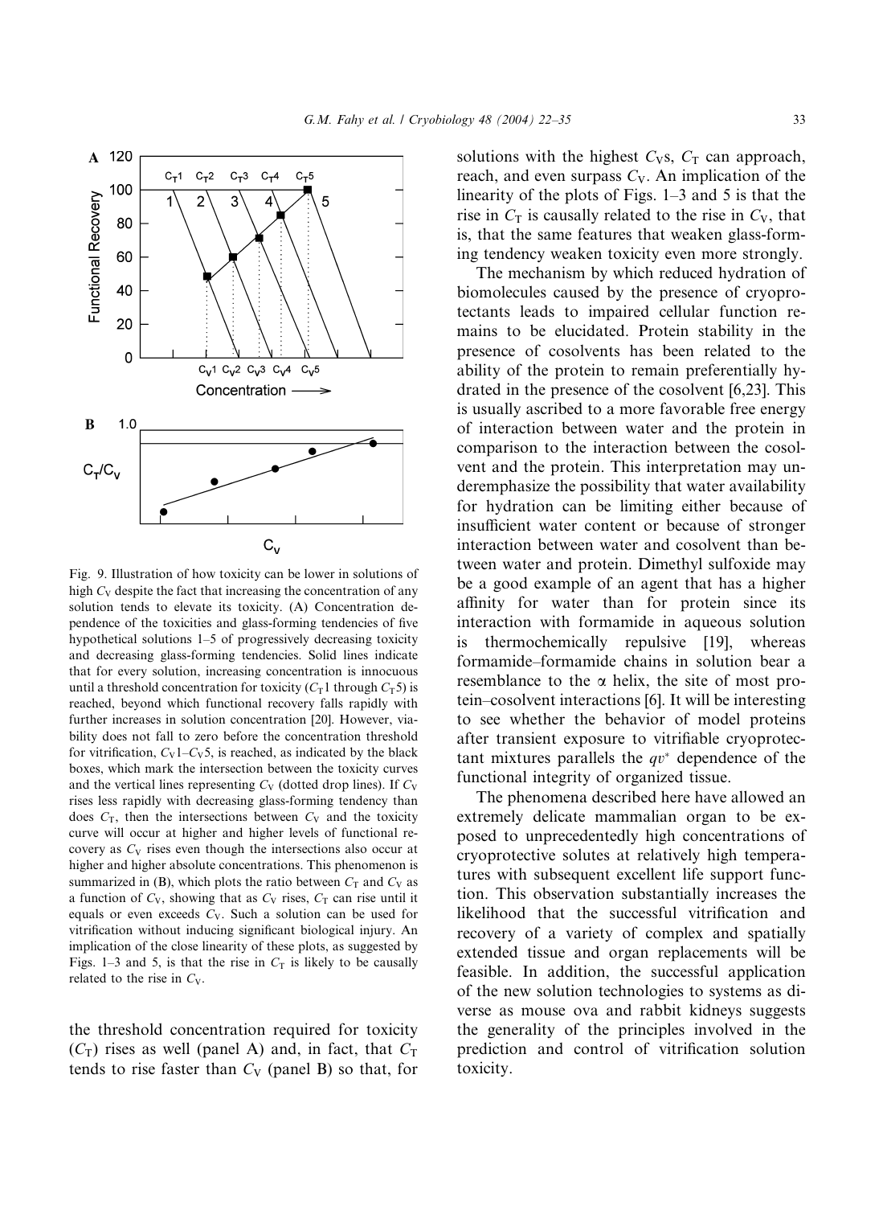Fig. 9. Illustration of how toxicity can be lower in solutions of high $C_V$ despite the fact that increasing the concentration of any solution tends to elevate its toxicity. (A) Concentration dependence of the toxicities and glass-forming tendencies of five hypothetical solutions 1–5 of progressively decreasing toxicity and decreasing glass-forming tendencies. Solid lines indicate that for every solution, increasing concentration is innocuous until a threshold concentration for toxicity ($C_T1$ through $C_T5$) is reached, beyond which functional recovery falls rapidly with further increases in solution concentration [20]. However, viability does not fall to zero before the concentration threshold for vitrification, $C_V1$–$C_V5$, is reached, as indicated by the black boxes, which mark the intersection between the toxicity curves and the vertical lines representing $C_V$ (dotted drop lines). If $C_V$ rises less rapidly with decreasing glass-forming tendency than does $C_T$, then the intersections between $C_V$ and the toxicity curve will occur at higher and higher levels of functional recovery as $C_V$ rises even though the intersections also occur at higher and higher absolute concentrations. This phenomenon is summarized in (B), which plots the ratio between $C_T$ and $C_V$ as a function of $C_V$, showing that as $C_V$ rises, $C_T$ can rise until it equals or even exceeds $C_V$. Such a solution can be used for vitrification without inducing significant biological injury. An implication of the close linearity of these plots, as suggested by Figs. 1–3 and 5, is that the rise in $C_T$ is likely to be causally related to the rise in $C_V$.

the threshold concentration required for toxicity ($C_T$) rises as well (panel A) and, in fact, that $C_T$ tends to rise faster than $C_V$ (panel B) so that, for solutions with the highest $C_V$s, $C_T$ can approach, reach, and even surpass $C_V$. An implication of the linearity of the plots of Figs. 1–3 and 5 is that the rise in $C_T$ is causally related to the rise in $C_V$, that is, that the same features that weaken glass-forming tendency weaken toxicity even more strongly.

The mechanism by which reduced hydration of biomolecules caused by the presence of cryoprotectants leads to impaired cellular function remains to be elucidated. Protein stability in the presence of cosolvents has been related to the ability of the protein to remain preferentially hydrated in the presence of the cosolvent [6,23]. This is usually ascribed to a more favorable free energy of interaction between water and the protein in comparison to the interaction between the cosolvent and the protein. This interpretation may underemphasize the possibility that water availability for hydration can be limiting either because of insufficient water content or because of stronger interaction between water and cosolvent than between water and protein. Dimethyl sulfoxide may be a good example of an agent that has a higher affinity for water than for protein since its interaction with formamide in aqueous solution is thermochemically repulsive [19], whereas formamide–formamide chains in solution bear a resemblance to the α helix, the site of most protein–cosolvent interactions [6]. It will be interesting to see whether the behavior of model proteins after transient exposure to vitrifiable cryoprotectant mixtures parallels the $qv^*$ dependence of the functional integrity of organized tissue.

The phenomena described here have allowed an extremely delicate mammalian organ to be exposed to unprecedentedly high concentrations of cryoprotective solutes at relatively high temperatures with subsequent excellent life support function. This observation substantially increases the likelihood that the successful vitrification and recovery of a variety of complex and spatially extended tissue and organ replacements will be feasible. In addition, the successful application of the new solution technologies to systems as diverse as mouse ova and rabbit kidneys suggests the generality of the principles involved in the prediction and control of vitrification solution toxicity.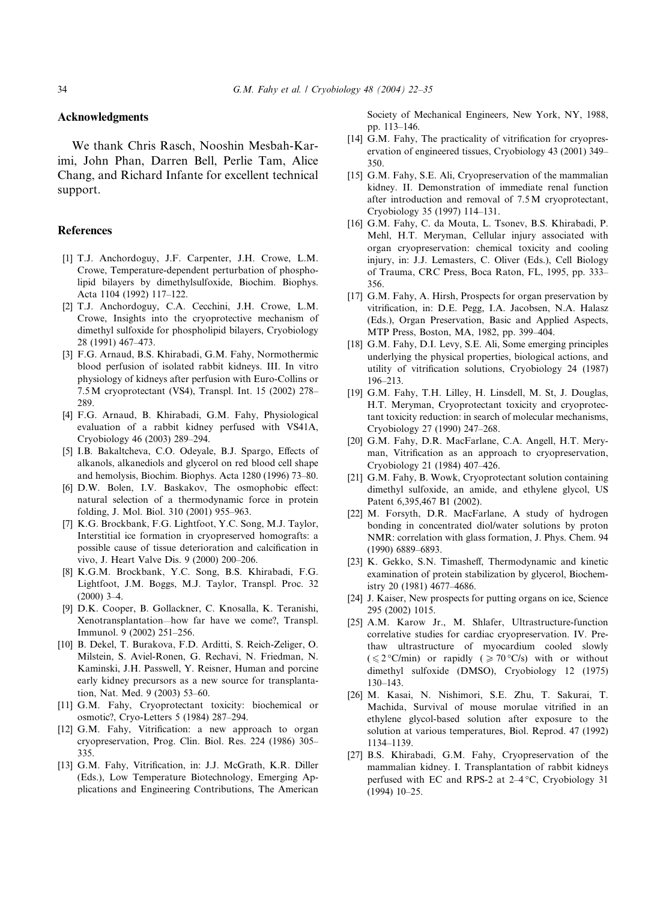## Acknowledgments

We thank Chris Rasch, Nooshin Mesbah-Karimi, John Phan, Darren Bell, Perlie Tam, Alice Chang, and Richard Infante for excellent technical support.

## References

[1] T.J. Anchordoguy, J.F. Carpenter, J.H. Crowe, L.M. Crowe, Temperature-dependent perturbation of phospholipid bilayers by dimethylsulfoxide, Biochim. Biophys. Acta 1104 (1992) 117–122.

[2] T.J. Anchordoguy, C.A. Cecchini, J.H. Crowe, L.M. Crowe, Insights into the cryoprotective mechanism of dimethyl sulfoxide for phospholipid bilayers, Cryobiology 28 (1991) 467–473.

[3] F.G. Arnaud, B.S. Khirabadi, G.M. Fahy, Normothermic blood perfusion of isolated rabbit kidneys. III. In vitro physiology of kidneys after perfusion with Euro-Collins or 7.5 M cryoprotectant (VS4), Transpl. Int. 15 (2002) 278–289.

[4] F.G. Arnaud, B. Khirabadi, G.M. Fahy, Physiological evaluation of a rabbit kidney perfused with VS41A, Cryobiology 46 (2003) 289–294.

[5] I.B. Bakaltcheva, C.O. Odeyale, B.J. Spargo, Effects of alkanols, alkanediols and glycerol on red blood cell shape and hemolysis, Biochim. Biophys. Acta 1280 (1996) 73–80.

[6] D.W. Bolen, I.V. Baskakov, The osmophobic effect: natural selection of a thermodynamic force in protein folding, J. Mol. Biol. 310 (2001) 955–963.

[7] K.G. Brockbank, F.G. Lightfoot, Y.C. Song, M.J. Taylor, Interstitial ice formation in cryopreserved homografts: a possible cause of tissue deterioration and calcification in vivo, J. Heart Valve Dis. 9 (2000) 200–206.

[8] K.G.M. Brockbank, Y.C. Song, B.S. Khirabadi, F.G. Lightfoot, J.M. Boggs, M.J. Taylor, Transpl. Proc. 32 (2000) 3–4.

[9] D.K. Cooper, B. Gollackner, C. Knosalla, K. Teranishi, Xenotransplantation—how far have we come?, Transpl. Immunol. 9 (2002) 251–256.

[10] B. Dekel, T. Burakova, F.D. Arditti, S. Reich-Zeliger, O. Milstein, S. Aviel-Ronen, G. Rechavi, N. Friedman, N. Kaminski, J.H. Passwell, Y. Reisner, Human and porcine early kidney precursors as a new source for transplantation, Nat. Med. 9 (2003) 53–60.

[11] G.M. Fahy, Cryoprotectant toxicity: biochemical or osmotic?, Cryo-Letters 5 (1984) 287–294.

[12] G.M. Fahy, Vitrification: a new approach to organ cryopreservation, Prog. Clin. Biol. Res. 224 (1986) 305–335.

[13] G.M. Fahy, Vitrification, in: J.J. McGrath, K.R. Diller (Eds.), Low Temperature Biotechnology, Emerging Applications and Engineering Contributions, The American Society of Mechanical Engineers, New York, NY, 1988, pp. 113–146.

[14] G.M. Fahy, The practicality of vitrification for cryopreservation of engineered tissues, Cryobiology 43 (2001) 349–350.

[15] G.M. Fahy, S.E. Ali, Cryopreservation of the mammalian kidney. II. Demonstration of immediate renal function after introduction and removal of 7.5 M cryoprotectant, Cryobiology 35 (1997) 114–131.

[16] G.M. Fahy, C. da Mouta, L. Tsonev, B.S. Khirabadi, P. Mehl, H.T. Meryman, Cellular injury associated with organ cryopreservation: chemical toxicity and cooling injury, in: J.J. Lemasters, C. Oliver (Eds.), Cell Biology of Trauma, CRC Press, Boca Raton, FL, 1995, pp. 333–356.

[17] G.M. Fahy, A. Hirsh, Prospects for organ preservation by vitrification, in: D.E. Pegg, I.A. Jacobsen, N.A. Halasz (Eds.), Organ Preservation, Basic and Applied Aspects, MTP Press, Boston, MA, 1982, pp. 399–404.

[18] G.M. Fahy, D.I. Levy, S.E. Ali, Some emerging principles underlying the physical properties, biological actions, and utility of vitrification solutions, Cryobiology 24 (1987) 196–213.

[19] G.M. Fahy, T.H. Lilley, H. Linsdell, M. St, J. Douglas, H.T. Meryman, Cryoprotectant toxicity and cryoprotectant toxicity reduction: in search of molecular mechanisms, Cryobiology 27 (1990) 247–268.

[20] G.M. Fahy, D.R. MacFarlane, C.A. Angell, H.T. Meryman, Vitrification as an approach to cryopreservation, Cryobiology 21 (1984) 407–426.

[21] G.M. Fahy, B. Wowk, Cryoprotectant solution containing dimethyl sulfoxide, an amide, and ethylene glycol, US Patent 6,395,467 B1 (2002).

[22] M. Forsyth, D.R. MacFarlane, A study of hydrogen bonding in concentrated diol/water solutions by proton NMR: correlation with glass formation, J. Phys. Chem. 94 (1990) 6889–6893.

[23] K. Gekko, S.N. Timasheff, Thermodynamic and kinetic examination of protein stabilization by glycerol, Biochemistry 20 (1981) 4677–4686.

[24] J. Kaiser, New prospects for putting organs on ice, Science 295 (2002) 1015.

[25] A.M. Karow Jr., M. Shlafer, Ultrastructure-function correlative studies for cardiac cryopreservation. IV. Prethaw ultrastructure of myocardium cooled slowly ($\leqslant 2\,^{\circ}$C/min) or rapidly ($\geqslant 70\,^{\circ}$C/s) with or without dimethyl sulfoxide (DMSO), Cryobiology 12 (1975) 130–143.

[26] M. Kasai, N. Nishimori, S.E. Zhu, T. Sakurai, T. Machida, Survival of mouse morulae vitrified in an ethylene glycol-based solution after exposure to the solution at various temperatures, Biol. Reprod. 47 (1992) 1134–1139.

[27] B.S. Khirabadi, G.M. Fahy, Cryopreservation of the mammalian kidney. I. Transplantation of rabbit kidneys perfused with EC and RPS-2 at 2–4 °C, Cryobiology 31 (1994) 10–25.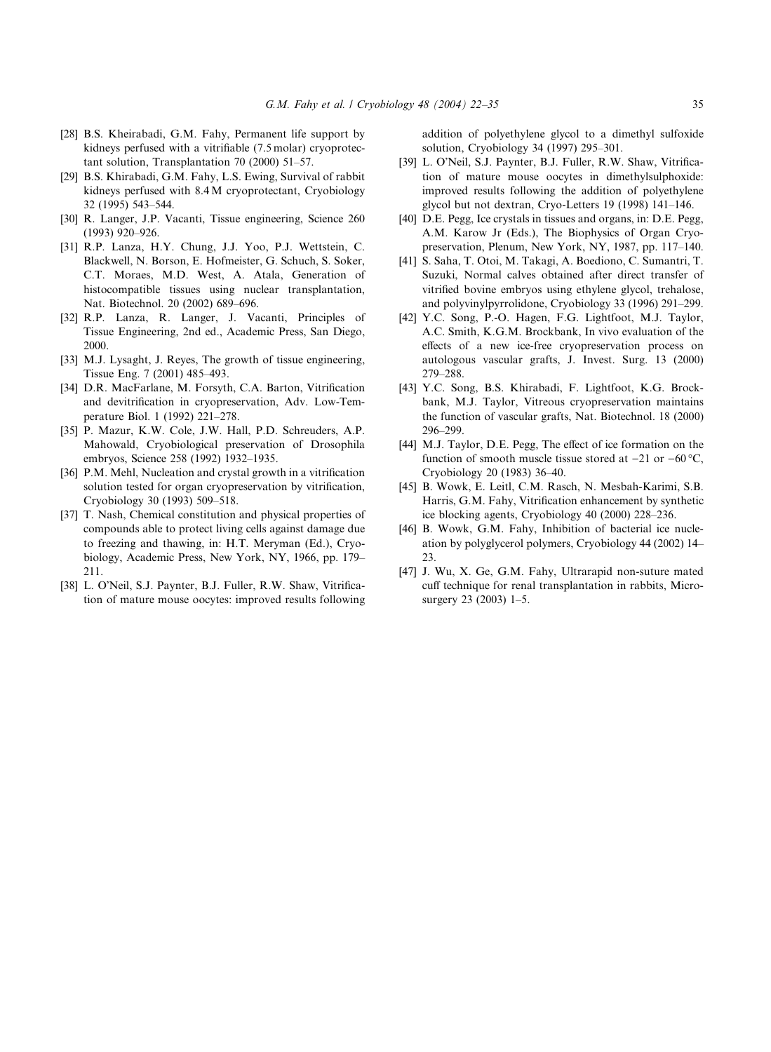[28] B.S. Kheirabadi, G.M. Fahy, Permanent life support by kidneys perfused with a vitrifiable (7.5 molar) cryoprotectant solution, Transplantation 70 (2000) 51–57.

[29] B.S. Khirabadi, G.M. Fahy, L.S. Ewing, Survival of rabbit kidneys perfused with 8.4 M cryoprotectant, Cryobiology 32 (1995) 543–544.

[30] R. Langer, J.P. Vacanti, Tissue engineering, Science 260 (1993) 920–926.

[31] R.P. Lanza, H.Y. Chung, J.J. Yoo, P.J. Wettstein, C. Blackwell, N. Borson, E. Hofmeister, G. Schuch, S. Soker, C.T. Moraes, M.D. West, A. Atala, Generation of histocompatible tissues using nuclear transplantation, Nat. Biotechnol. 20 (2002) 689–696.

[32] R.P. Lanza, R. Langer, J. Vacanti, Principles of Tissue Engineering, 2nd ed., Academic Press, San Diego, 2000.

[33] M.J. Lysaght, J. Reyes, The growth of tissue engineering, Tissue Eng. 7 (2001) 485–493.

[34] D.R. MacFarlane, M. Forsyth, C.A. Barton, Vitrification and devitrification in cryopreservation, Adv. Low-Temperature Biol. 1 (1992) 221–278.

[35] P. Mazur, K.W. Cole, J.W. Hall, P.D. Schreuders, A.P. Mahowald, Cryobiological preservation of Drosophila embryos, Science 258 (1992) 1932–1935.

[36] P.M. Mehl, Nucleation and crystal growth in a vitrification solution tested for organ cryopreservation by vitrification, Cryobiology 30 (1993) 509–518.

[37] T. Nash, Chemical constitution and physical properties of compounds able to protect living cells against damage due to freezing and thawing, in: H.T. Meryman (Ed.), Cryobiology, Academic Press, New York, NY, 1966, pp. 179–211.

[38] L. O'Neil, S.J. Paynter, B.J. Fuller, R.W. Shaw, Vitrification of mature mouse oocytes: improved results following addition of polyethylene glycol to a dimethyl sulfoxide solution, Cryobiology 34 (1997) 295–301.

[39] L. O'Neil, S.J. Paynter, B.J. Fuller, R.W. Shaw, Vitrification of mature mouse oocytes in dimethylsulphoxide: improved results following the addition of polyethylene glycol but not dextran, Cryo-Letters 19 (1998) 141–146.

[40] D.E. Pegg, Ice crystals in tissues and organs, in: D.E. Pegg, A.M. Karow Jr (Eds.), The Biophysics of Organ Cryopreservation, Plenum, New York, NY, 1987, pp. 117–140.

[41] S. Saha, T. Otoi, M. Takagi, A. Boediono, C. Sumantri, T. Suzuki, Normal calves obtained after direct transfer of vitrified bovine embryos using ethylene glycol, trehalose, and polyvinylpyrrolidone, Cryobiology 33 (1996) 291–299.

[42] Y.C. Song, P.-O. Hagen, F.G. Lightfoot, M.J. Taylor, A.C. Smith, K.G.M. Brockbank, In vivo evaluation of the effects of a new ice-free cryopreservation process on autologous vascular grafts, J. Invest. Surg. 13 (2000) 279–288.

[43] Y.C. Song, B.S. Khirabadi, F. Lightfoot, K.G. Brockbank, M.J. Taylor, Vitreous cryopreservation maintains the function of vascular grafts, Nat. Biotechnol. 18 (2000) 296–299.

[44] M.J. Taylor, D.E. Pegg, The effect of ice formation on the function of smooth muscle tissue stored at −21 or −60 °C, Cryobiology 20 (1983) 36–40.

[45] B. Wowk, E. Leitl, C.M. Rasch, N. Mesbah-Karimi, S.B. Harris, G.M. Fahy, Vitrification enhancement by synthetic ice blocking agents, Cryobiology 40 (2000) 228–236.

[46] B. Wowk, G.M. Fahy, Inhibition of bacterial ice nucleation by polyglycerol polymers, Cryobiology 44 (2002) 14–23.

[47] J. Wu, X. Ge, G.M. Fahy, Ultrarapid non-suture mated cuff technique for renal transplantation in rabbits, Microsurgery 23 (2003) 1–5.